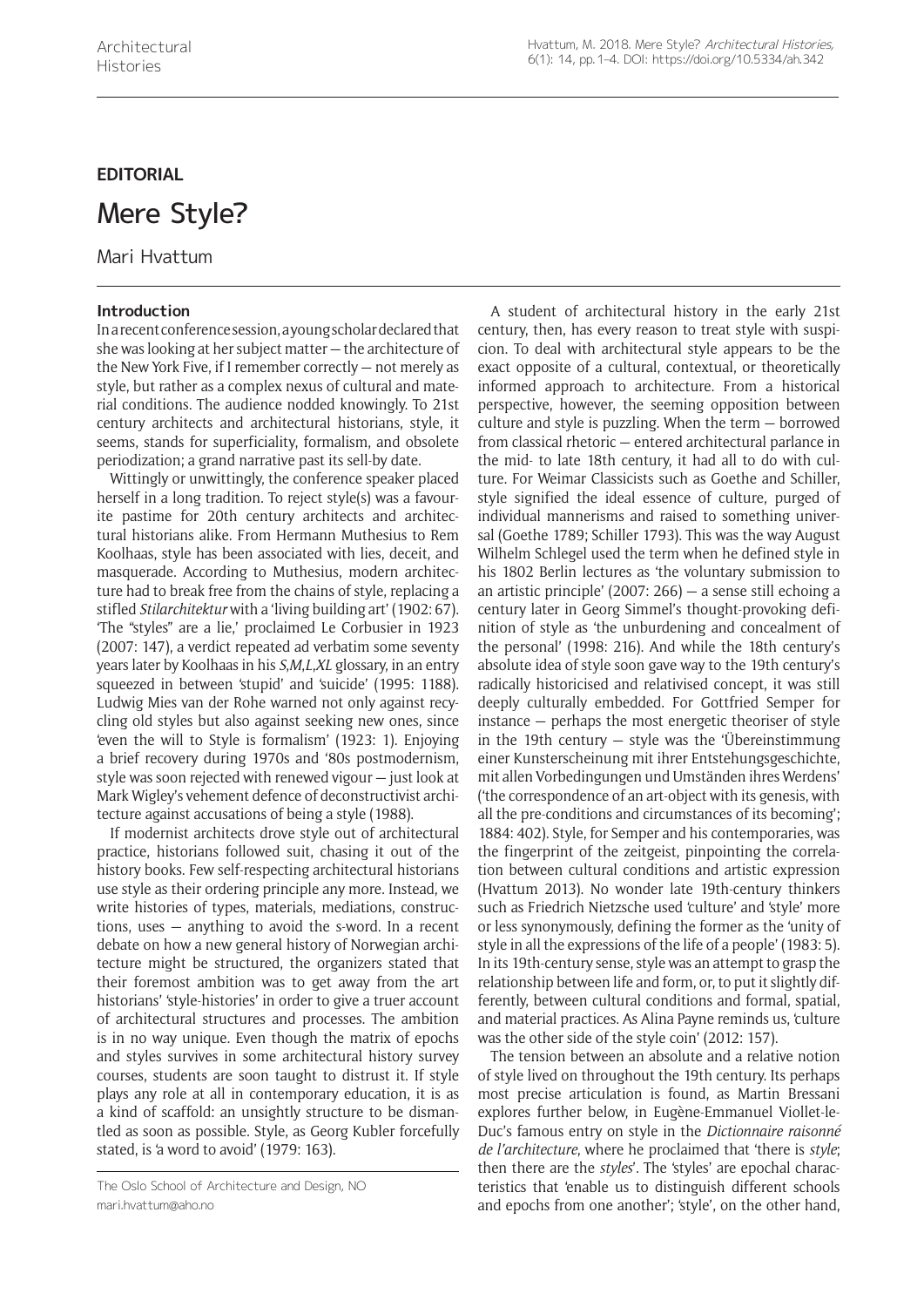## EDITORIAL

# Mere Style?

Mari Hvattum

### Introduction

In a recent conference session, a young scholar declared that she was looking at her subject matter — the architecture of the New York Five, if I remember correctly — not merely as style, but rather as a complex nexus of cultural and material conditions. The audience nodded knowingly. To 21st century architects and architectural historians, style, it seems, stands for superficiality, formalism, and obsolete periodization; a grand narrative past its sell-by date.

Wittingly or unwittingly, the conference speaker placed herself in a long tradition. To reject style(s) was a favourite pastime for 20th century architects and architectural historians alike. From Hermann Muthesius to Rem Koolhaas, style has been associated with lies, deceit, and masquerade. According to Muthesius, modern architecture had to break free from the chains of style, replacing a stifled *Stilarchitektur* with a 'living building art' (1902: 67). 'The "styles" are a lie,' proclaimed Le Corbusier in 1923 (2007: 147), a verdict repeated ad verbatim some seventy years later by Koolhaas in his *S,M,L,XL* glossary, in an entry squeezed in between 'stupid' and 'suicide' (1995: 1188). Ludwig Mies van der Rohe warned not only against recycling old styles but also against seeking new ones, since 'even the will to Style is formalism' (1923: 1). Enjoying a brief recovery during 1970s and '80s postmodernism, style was soon rejected with renewed vigour — just look at Mark Wigley's vehement defence of deconstructivist architecture against accusations of being a style (1988).

If modernist architects drove style out of architectural practice, historians followed suit, chasing it out of the history books. Few self-respecting architectural historians use style as their ordering principle any more. Instead, we write histories of types, materials, mediations, constructions, uses — anything to avoid the s-word. In a recent debate on how a new general history of Norwegian architecture might be structured, the organizers stated that their foremost ambition was to get away from the art historians' 'style-histories' in order to give a truer account of architectural structures and processes. The ambition is in no way unique. Even though the matrix of epochs and styles survives in some architectural history survey courses, students are soon taught to distrust it. If style plays any role at all in contemporary education, it is as a kind of scaffold: an unsightly structure to be dismantled as soon as possible. Style, as Georg Kubler forcefully stated, is 'a word to avoid' (1979: 163).

A student of architectural history in the early 21st century, then, has every reason to treat style with suspicion. To deal with architectural style appears to be the exact opposite of a cultural, contextual, or theoretically informed approach to architecture. From a historical perspective, however, the seeming opposition between culture and style is puzzling. When the term — borrowed from classical rhetoric — entered architectural parlance in the mid- to late 18th century, it had all to do with culture. For Weimar Classicists such as Goethe and Schiller, style signified the ideal essence of culture, purged of individual mannerisms and raised to something universal (Goethe 1789; Schiller 1793). This was the way August Wilhelm Schlegel used the term when he defined style in his 1802 Berlin lectures as 'the voluntary submission to an artistic principle' (2007: 266) — a sense still echoing a century later in Georg Simmel's thought-provoking definition of style as 'the unburdening and concealment of the personal' (1998: 216). And while the 18th century's absolute idea of style soon gave way to the 19th century's radically historicised and relativised concept, it was still deeply culturally embedded. For Gottfried Semper for instance — perhaps the most energetic theoriser of style in the 19th century — style was the 'Übereinstimmung einer Kunsterscheinung mit ihrer Entstehungsgeschichte, mit allen Vorbedingungen und Umständen ihres Werdens' ('the correspondence of an art-object with its genesis, with all the pre-conditions and circumstances of its becoming'; 1884: 402). Style, for Semper and his contemporaries, was the fingerprint of the zeitgeist, pinpointing the correlation between cultural conditions and artistic expression (Hvattum 2013). No wonder late 19th-century thinkers such as Friedrich Nietzsche used 'culture' and 'style' more or less synonymously, defining the former as the 'unity of style in all the expressions of the life of a people' (1983: 5). In its 19th-century sense, style was an attempt to grasp the relationship between life and form, or, to put it slightly differently, between cultural conditions and formal, spatial, and material practices. As Alina Payne reminds us, 'culture was the other side of the style coin' (2012: 157).

The tension between an absolute and a relative notion of style lived on throughout the 19th century. Its perhaps most precise articulation is found, as Martin Bressani explores further below, in Eugène-Emmanuel Viollet-le-Duc's famous entry on style in the *Dictionnaire raisonné de l'architecture*, where he proclaimed that 'there is *style*; then there are the *styles*'. The 'styles' are epochal characteristics that 'enable us to distinguish different schools and epochs from one another'; 'style', on the other hand,

The Oslo School of Architecture and Design, NO
mari.hvattum@aho.no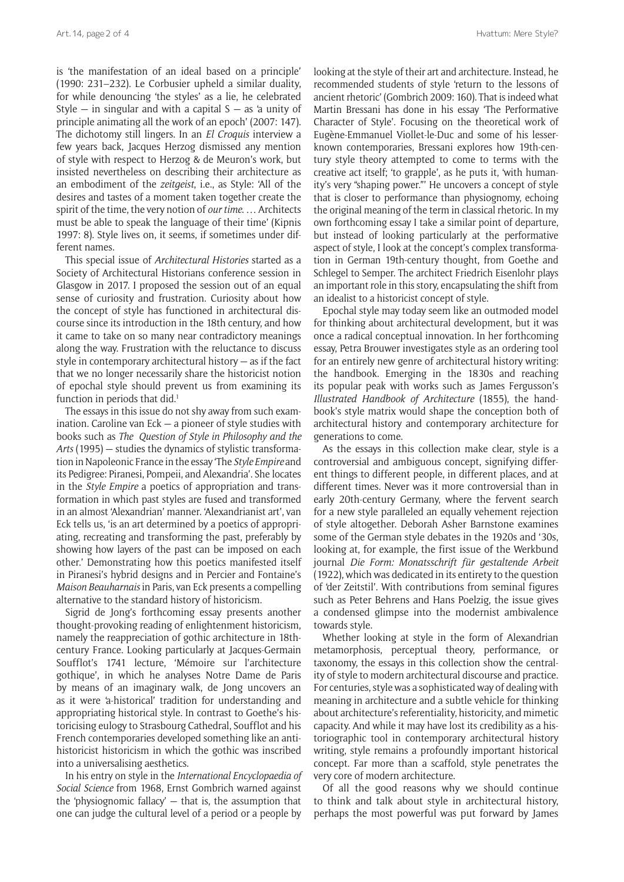is 'the manifestation of an ideal based on a principle' (1990: 231–232). Le Corbusier upheld a similar duality, for while denouncing 'the styles' as a lie, he celebrated Style — in singular and with a capital S — as 'a unity of principle animating all the work of an epoch' (2007: 147). The dichotomy still lingers. In an *El Croquis* interview a few years back, Jacques Herzog dismissed any mention of style with respect to Herzog & de Meuron's work, but insisted nevertheless on describing their architecture as an embodiment of the *zeitgeist*, i.e., as Style: 'All of the desires and tastes of a moment taken together create the spirit of the time, the very notion of *our time*. … Architects must be able to speak the language of their time' (Kipnis 1997: 8). Style lives on, it seems, if sometimes under different names.

This special issue of *Architectural Histories* started as a Society of Architectural Historians conference session in Glasgow in 2017. I proposed the session out of an equal sense of curiosity and frustration. Curiosity about how the concept of style has functioned in architectural discourse since its introduction in the 18th century, and how it came to take on so many near contradictory meanings along the way. Frustration with the reluctance to discuss style in contemporary architectural history — as if the fact that we no longer necessarily share the historicist notion of epochal style should prevent us from examining its function in periods that did.[1]

The essays in this issue do not shy away from such examination. Caroline van Eck — a pioneer of style studies with books such as *The Question of Style in Philosophy and the Arts* (1995) — studies the dynamics of stylistic transformation in Napoleonic France in the essay 'The *Style Empire* and its Pedigree: Piranesi, Pompeii, and Alexandria'. She locates in the *Style Empire* a poetics of appropriation and transformation in which past styles are fused and transformed in an almost 'Alexandrian' manner. 'Alexandrianist art', van Eck tells us, 'is an art determined by a poetics of appropriating, recreating and transforming the past, preferably by showing how layers of the past can be imposed on each other.' Demonstrating how this poetics manifested itself in Piranesi's hybrid designs and in Percier and Fontaine's *Maison Beauharnais* in Paris, van Eck presents a compelling alternative to the standard history of historicism.

Sigrid de Jong's forthcoming essay presents another thought-provoking reading of enlightenment historicism, namely the reappreciation of gothic architecture in 18th-century France. Looking particularly at Jacques-Germain Soufflot's 1741 lecture, 'Mémoire sur l'architecture gothique', in which he analyses Notre Dame de Paris by means of an imaginary walk, de Jong uncovers an as it were 'a-historical' tradition for understanding and appropriating historical style. In contrast to Goethe's historicising eulogy to Strasbourg Cathedral, Soufflot and his French contemporaries developed something like an anti-historicist historicism in which the gothic was inscribed into a universalising aesthetics.

In his entry on style in the *International Encyclopaedia of Social Science* from 1968, Ernst Gombrich warned against the 'physiognomic fallacy' — that is, the assumption that one can judge the cultural level of a period or a people by looking at the style of their art and architecture. Instead, he recommended students of style 'return to the lessons of ancient rhetoric' (Gombrich 2009: 160). That is indeed what Martin Bressani has done in his essay 'The Performative Character of Style'. Focusing on the theoretical work of Eugène-Emmanuel Viollet-le-Duc and some of his lesser-known contemporaries, Bressani explores how 19th-century style theory attempted to come to terms with the creative act itself; 'to grapple', as he puts it, 'with humanity's very "shaping power."' He uncovers a concept of style that is closer to performance than physiognomy, echoing the original meaning of the term in classical rhetoric. In my own forthcoming essay I take a similar point of departure, but instead of looking particularly at the performative aspect of style, I look at the concept's complex transformation in German 19th-century thought, from Goethe and Schlegel to Semper. The architect Friedrich Eisenlohr plays an important role in this story, encapsulating the shift from an idealist to a historicist concept of style.

Epochal style may today seem like an outmoded model for thinking about architectural development, but it was once a radical conceptual innovation. In her forthcoming essay, Petra Brouwer investigates style as an ordering tool for an entirely new genre of architectural history writing: the handbook. Emerging in the 1830s and reaching its popular peak with works such as James Fergusson's *Illustrated Handbook of Architecture* (1855), the handbook's style matrix would shape the conception both of architectural history and contemporary architecture for generations to come.

As the essays in this collection make clear, style is a controversial and ambiguous concept, signifying different things to different people, in different places, and at different times. Never was it more controversial than in early 20th-century Germany, where the fervent search for a new style paralleled an equally vehement rejection of style altogether. Deborah Asher Barnstone examines some of the German style debates in the 1920s and '30s, looking at, for example, the first issue of the Werkbund journal *Die Form: Monatsschrift für gestaltende Arbeit* (1922), which was dedicated in its entirety to the question of 'der Zeitstil'. With contributions from seminal figures such as Peter Behrens and Hans Poelzig, the issue gives a condensed glimpse into the modernist ambivalence towards style.

Whether looking at style in the form of Alexandrian metamorphosis, perceptual theory, performance, or taxonomy, the essays in this collection show the centrality of style to modern architectural discourse and practice. For centuries, style was a sophisticated way of dealing with meaning in architecture and a subtle vehicle for thinking about architecture's referentiality, historicity, and mimetic capacity. And while it may have lost its credibility as a historiographic tool in contemporary architectural history writing, style remains a profoundly important historical concept. Far more than a scaffold, style penetrates the very core of modern architecture.

Of all the good reasons why we should continue to think and talk about style in architectural history, perhaps the most powerful was put forward by James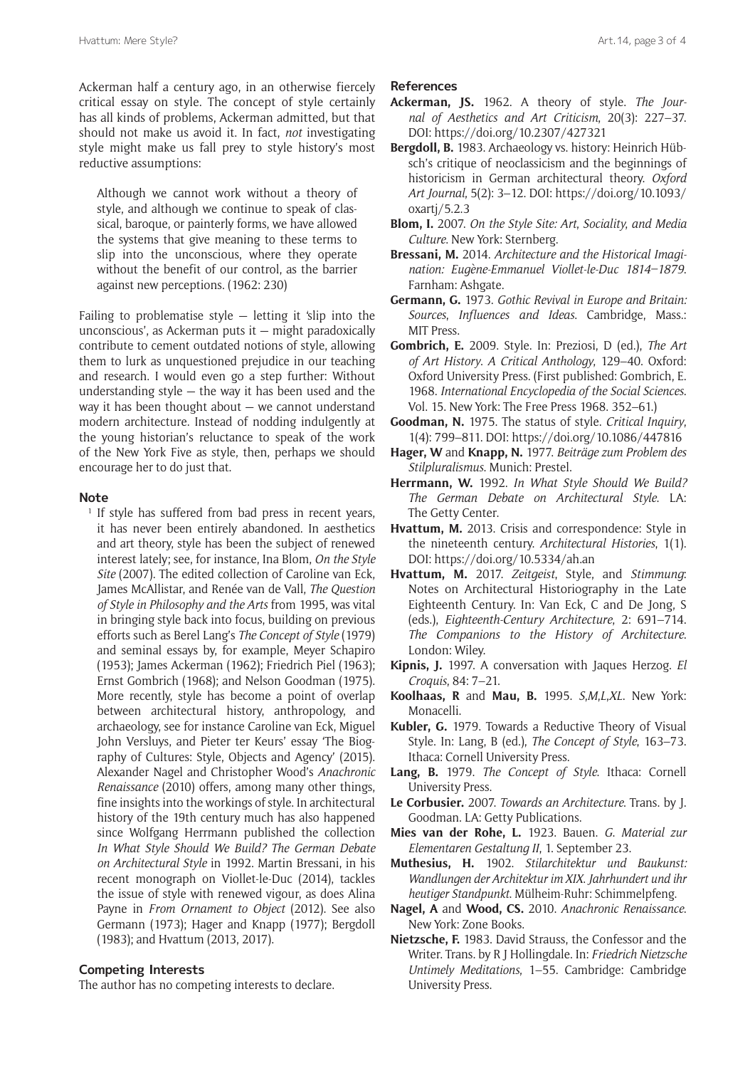Ackerman half a century ago, in an otherwise fiercely critical essay on style. The concept of style certainly has all kinds of problems, Ackerman admitted, but that should not make us avoid it. In fact, *not* investigating style might make us fall prey to style history's most reductive assumptions:

> Although we cannot work without a theory of style, and although we continue to speak of classical, baroque, or painterly forms, we have allowed the systems that give meaning to these terms to slip into the unconscious, where they operate without the benefit of our control, as the barrier against new perceptions. (1962: 230)

Failing to problematise style — letting it 'slip into the unconscious', as Ackerman puts it — might paradoxically contribute to cement outdated notions of style, allowing them to lurk as unquestioned prejudice in our teaching and research. I would even go a step further: Without understanding style — the way it has been used and the way it has been thought about — we cannot understand modern architecture. Instead of nodding indulgently at the young historian's reluctance to speak of the work of the New York Five as style, then, perhaps we should encourage her to do just that.

## Note

[1] If style has suffered from bad press in recent years, it has never been entirely abandoned. In aesthetics and art theory, style has been the subject of renewed interest lately; see, for instance, Ina Blom, *On the Style Site* (2007). The edited collection of Caroline van Eck, James McAllistar, and Renée van de Vall, *The Question of Style in Philosophy and the Arts* from 1995, was vital in bringing style back into focus, building on previous efforts such as Berel Lang's *The Concept of Style* (1979) and seminal essays by, for example, Meyer Schapiro (1953); James Ackerman (1962); Friedrich Piel (1963); Ernst Gombrich (1968); and Nelson Goodman (1975). More recently, style has become a point of overlap between architectural history, anthropology, and archaeology, see for instance Caroline van Eck, Miguel John Versluys, and Pieter ter Keurs' essay 'The Biography of Cultures: Style, Objects and Agency' (2015). Alexander Nagel and Christopher Wood's *Anachronic Renaissance* (2010) offers, among many other things, fine insights into the workings of style. In architectural history of the 19th century much has also happened since Wolfgang Herrmann published the collection *In What Style Should We Build? The German Debate on Architectural Style* in 1992. Martin Bressani, in his recent monograph on Viollet-le-Duc (2014), tackles the issue of style with renewed vigour, as does Alina Payne in *From Ornament to Object* (2012). See also Germann (1973); Hager and Knapp (1977); Bergdoll (1983); and Hvattum (2013, 2017).

## Competing Interests

The author has no competing interests to declare.

## References

**Ackerman, JS.** 1962. A theory of style. *The Journal of Aesthetics and Art Criticism*, 20(3): 227–37. DOI: https://doi.org/10.2307/427321

**Bergdoll, B.** 1983. Archaeology vs. history: Heinrich Hübsch's critique of neoclassicism and the beginnings of historicism in German architectural theory. *Oxford Art Journal*, 5(2): 3–12. DOI: https://doi.org/10.1093/oxartj/5.2.3

**Blom, I.** 2007. *On the Style Site: Art, Sociality, and Media Culture*. New York: Sternberg.

**Bressani, M.** 2014. *Architecture and the Historical Imagination: Eugène-Emmanuel Viollet-le-Duc 1814–1879*. Farnham: Ashgate.

**Germann, G.** 1973. *Gothic Revival in Europe and Britain: Sources, Influences and Ideas*. Cambridge, Mass.: MIT Press.

**Gombrich, E.** 2009. Style. In: Preziosi, D (ed.), *The Art of Art History. A Critical Anthology*, 129–40. Oxford: Oxford University Press. (First published: Gombrich, E. 1968. *International Encyclopedia of the Social Sciences*. Vol. 15. New York: The Free Press 1968. 352–61.)

**Goodman, N.** 1975. The status of style. *Critical Inquiry*, 1(4): 799–811. DOI: https://doi.org/10.1086/447816

**Hager, W** and **Knapp, N.** 1977. *Beiträge zum Problem des Stilpluralismus*. Munich: Prestel.

**Herrmann, W.** 1992. *In What Style Should We Build? The German Debate on Architectural Style*. LA: The Getty Center.

**Hvattum, M.** 2013. Crisis and correspondence: Style in the nineteenth century. *Architectural Histories*, 1(1). DOI: https://doi.org/10.5334/ah.an

**Hvattum, M.** 2017. *Zeitgeist*, Style, and *Stimmung*: Notes on Architectural Historiography in the Late Eighteenth Century. In: Van Eck, C and De Jong, S (eds.), *Eighteenth-Century Architecture*, 2: 691–714. *The Companions to the History of Architecture*. London: Wiley.

**Kipnis, J.** 1997. A conversation with Jaques Herzog. *El Croquis*, 84: 7–21.

**Koolhaas, R** and **Mau, B.** 1995. *S,M,L,XL*. New York: Monacelli.

**Kubler, G.** 1979. Towards a Reductive Theory of Visual Style. In: Lang, B (ed.), *The Concept of Style*, 163–73. Ithaca: Cornell University Press.

**Lang, B.** 1979. *The Concept of Style*. Ithaca: Cornell University Press.

**Le Corbusier.** 2007. *Towards an Architecture*. Trans. by J. Goodman. LA: Getty Publications.

**Mies van der Rohe, L.** 1923. Bauen. *G. Material zur Elementaren Gestaltung II*, 1. September 23.

**Muthesius, H.** 1902. *Stilarchitektur und Baukunst: Wandlungen der Architektur im XIX. Jahrhundert und ihr heutiger Standpunkt*. Mülheim-Ruhr: Schimmelpfeng.

**Nagel, A** and **Wood, CS.** 2010. *Anachronic Renaissance*. New York: Zone Books.

**Nietzsche, F.** 1983. David Strauss, the Confessor and the Writer. Trans. by R J Hollingdale. In: *Friedrich Nietzsche Untimely Meditations*, 1–55. Cambridge: Cambridge University Press.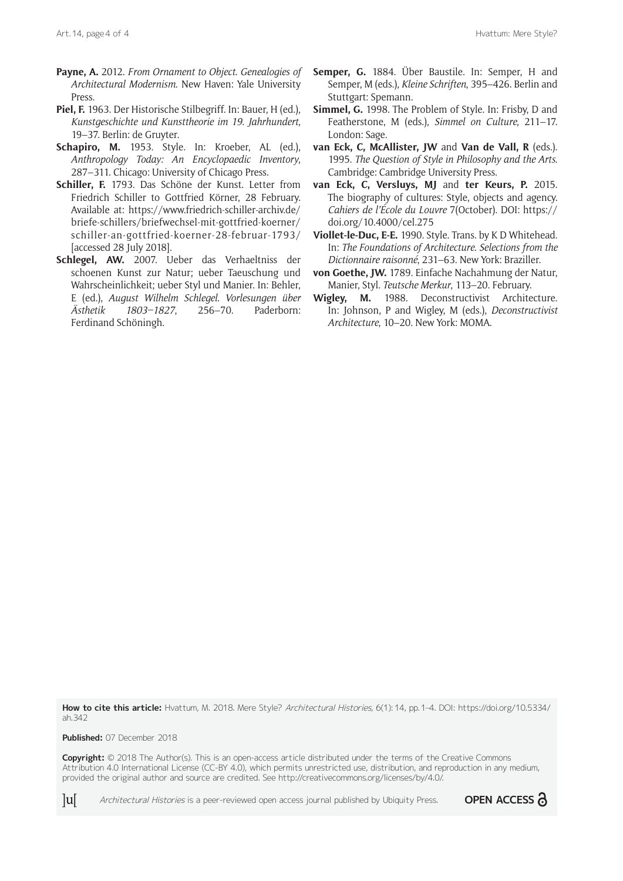**Payne, A.** 2012. *From Ornament to Object. Genealogies of Architectural Modernism*. New Haven: Yale University Press.

**Piel, F.** 1963. Der Historische Stilbegriff. In: Bauer, H (ed.), *Kunstgeschichte und Kunsttheorie im 19. Jahrhundert*, 19–37. Berlin: de Gruyter.

**Schapiro, M.** 1953. Style. In: Kroeber, AL (ed.), *Anthropology Today: An Encyclopaedic Inventory*, 287–311. Chicago: University of Chicago Press.

**Schiller, F.** 1793. Das Schöne der Kunst. Letter from Friedrich Schiller to Gottfried Körner, 28 February. Available at: https://www.friedrich-schiller-archiv.de/briefe-schillers/briefwechsel-mit-gottfried-koerner/schiller-an-gottfried-koerner-28-februar-1793/ [accessed 28 July 2018].

**Schlegel, AW.** 2007. Ueber das Verhaeltniss der schoenen Kunst zur Natur; ueber Taeuschung und Wahrscheinlichkeit; ueber Styl und Manier. In: Behler, E (ed.), *August Wilhelm Schlegel. Vorlesungen über Ästhetik 1803–1827*, 256–70. Paderborn: Ferdinand Schöningh.

**Semper, G.** 1884. Über Baustile. In: Semper, H and Semper, M (eds.), *Kleine Schriften*, 395–426. Berlin and Stuttgart: Spemann.

**Simmel, G.** 1998. The Problem of Style. In: Frisby, D and Featherstone, M (eds.), *Simmel on Culture*, 211–17. London: Sage.

**van Eck, C, McAllister, JW** and **Van de Vall, R** (eds.). 1995. *The Question of Style in Philosophy and the Arts*. Cambridge: Cambridge University Press.

**van Eck, C, Versluys, MJ** and **ter Keurs, P.** 2015. The biography of cultures: Style, objects and agency. *Cahiers de l'École du Louvre* 7(October). DOI: https://doi.org/10.4000/cel.275

**Viollet-le-Duc, E-E.** 1990. Style. Trans. by K D Whitehead. In: *The Foundations of Architecture. Selections from the Dictionnaire raisonné*, 231–63. New York: Braziller.

**von Goethe, JW.** 1789. Einfache Nachahmung der Natur, Manier, Styl. *Teutsche Merkur*, 113–20. February.

**Wigley, M.** 1988. Deconstructivist Architecture. In: Johnson, P and Wigley, M (eds.), *Deconstructivist Architecture*, 10–20. New York: MOMA.

**How to cite this article:** Hvattum, M. 2018. Mere Style? *Architectural Histories,* 6(1): 14, pp. 1–4. DOI: https://doi.org/10.5334/ah.342

**Published:** 07 December 2018

**Copyright:** © 2018 The Author(s). This is an open-access article distributed under the terms of the Creative Commons Attribution 4.0 International License (CC-BY 4.0), which permits unrestricted use, distribution, and reproduction in any medium, provided the original author and source are credited. See http://creativecommons.org/licenses/by/4.0/.

*Architectural Histories* is a peer-reviewed open access journal published by Ubiquity Press.

**OPEN ACCESS**